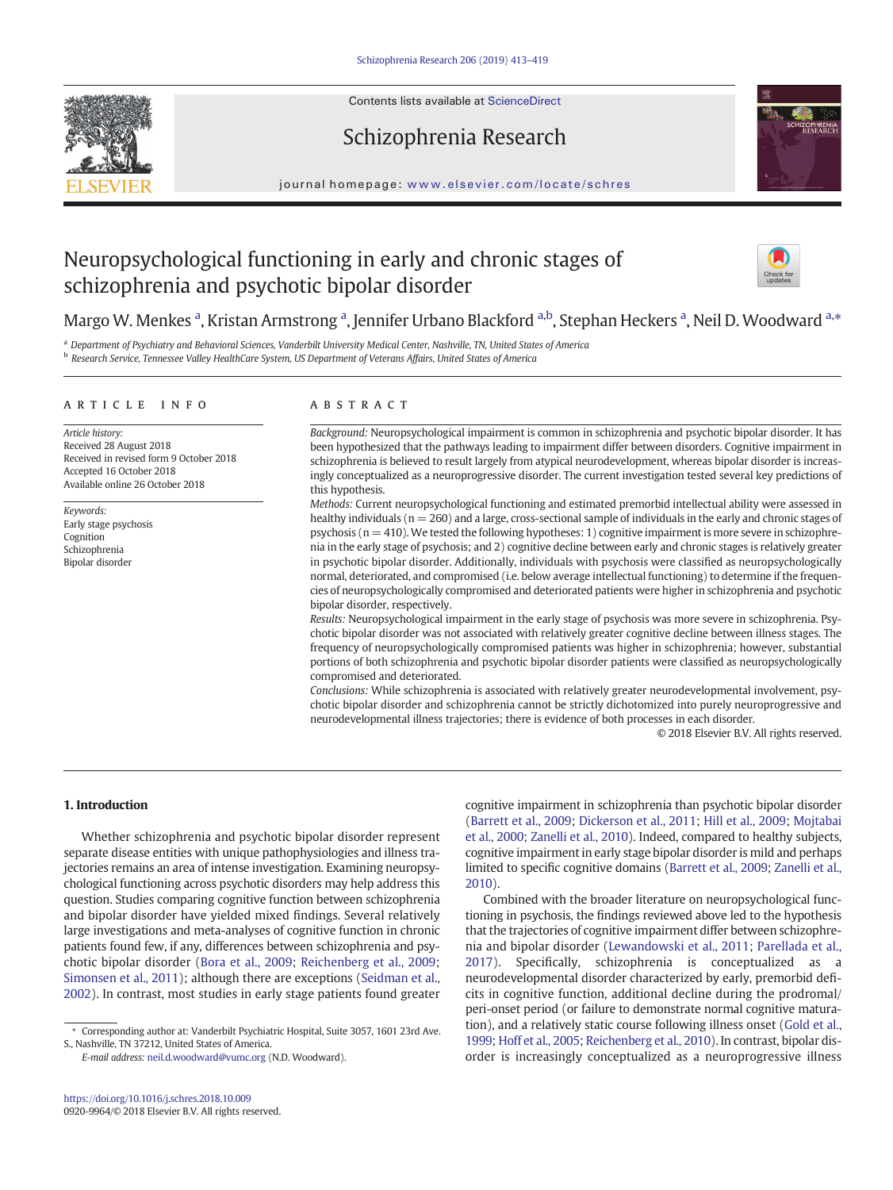# Neuropsychological functioning in early and chronic stages of schizophrenia and psychotic bipolar disorder

Margo W. Menkes [a], Kristan Armstrong [a], Jennifer Urbano Blackford [a,b], Stephan Heckers [a], Neil D. Woodward [a,*]

[a] Department of Psychiatry and Behavioral Sciences, Vanderbilt University Medical Center, Nashville, TN, United States of America
[b] Research Service, Tennessee Valley HealthCare System, US Department of Veterans Affairs, United States of America

## ARTICLE INFO

*Article history:*
Received 28 August 2018
Received in revised form 9 October 2018
Accepted 16 October 2018
Available online 26 October 2018

*Keywords:*
Early stage psychosis
Cognition
Schizophrenia
Bipolar disorder

## ABSTRACT

*Background:* Neuropsychological impairment is common in schizophrenia and psychotic bipolar disorder. It has been hypothesized that the pathways leading to impairment differ between disorders. Cognitive impairment in schizophrenia is believed to result largely from atypical neurodevelopment, whereas bipolar disorder is increasingly conceptualized as a neuroprogressive disorder. The current investigation tested several key predictions of this hypothesis.

*Methods:* Current neuropsychological functioning and estimated premorbid intellectual ability were assessed in healthy individuals (n = 260) and a large, cross-sectional sample of individuals in the early and chronic stages of psychosis (n = 410). We tested the following hypotheses: 1) cognitive impairment is more severe in schizophrenia in the early stage of psychosis; and 2) cognitive decline between early and chronic stages is relatively greater in psychotic bipolar disorder. Additionally, individuals with psychosis were classified as neuropsychologically normal, deteriorated, and compromised (i.e. below average intellectual functioning) to determine if the frequencies of neuropsychologically compromised and deteriorated patients were higher in schizophrenia and psychotic bipolar disorder, respectively.

*Results:* Neuropsychological impairment in the early stage of psychosis was more severe in schizophrenia. Psychotic bipolar disorder was not associated with relatively greater cognitive decline between illness stages. The frequency of neuropsychologically compromised patients was higher in schizophrenia; however, substantial portions of both schizophrenia and psychotic bipolar disorder patients were classified as neuropsychologically compromised and deteriorated.

*Conclusions:* While schizophrenia is associated with relatively greater neurodevelopmental involvement, psychotic bipolar disorder and schizophrenia cannot be strictly dichotomized into purely neuroprogressive and neurodevelopmental illness trajectories; there is evidence of both processes in each disorder.

© 2018 Elsevier B.V. All rights reserved.

## 1. Introduction

Whether schizophrenia and psychotic bipolar disorder represent separate disease entities with unique pathophysiologies and illness trajectories remains an area of intense investigation. Examining neuropsychological functioning across psychotic disorders may help address this question. Studies comparing cognitive function between schizophrenia and bipolar disorder have yielded mixed findings. Several relatively large investigations and meta-analyses of cognitive function in chronic patients found few, if any, differences between schizophrenia and psychotic bipolar disorder (Bora et al., 2009; Reichenberg et al., 2009; Simonsen et al., 2011); although there are exceptions (Seidman et al., 2002). In contrast, most studies in early stage patients found greater cognitive impairment in schizophrenia than psychotic bipolar disorder (Barrett et al., 2009; Dickerson et al., 2011; Hill et al., 2009; Mojtabai et al., 2000; Zanelli et al., 2010). Indeed, compared to healthy subjects, cognitive impairment in early stage bipolar disorder is mild and perhaps limited to specific cognitive domains (Barrett et al., 2009; Zanelli et al., 2010).

Combined with the broader literature on neuropsychological functioning in psychosis, the findings reviewed above led to the hypothesis that the trajectories of cognitive impairment differ between schizophrenia and bipolar disorder (Lewandowski et al., 2011; Parellada et al., 2017). Specifically, schizophrenia is conceptualized as a neurodevelopmental disorder characterized by early, premorbid deficits in cognitive function, additional decline during the prodromal/peri-onset period (or failure to demonstrate normal cognitive maturation), and a relatively static course following illness onset (Gold et al., 1999; Hoff et al., 2005; Reichenberg et al., 2010). In contrast, bipolar disorder is increasingly conceptualized as a neuroprogressive illness

\* Corresponding author at: Vanderbilt Psychiatric Hospital, Suite 3057, 1601 23rd Ave. S., Nashville, TN 37212, United States of America.
*E-mail address:* neil.d.woodward@vumc.org (N.D. Woodward).

https://doi.org/10.1016/j.schres.2018.10.009
0920-9964/© 2018 Elsevier B.V. All rights reserved.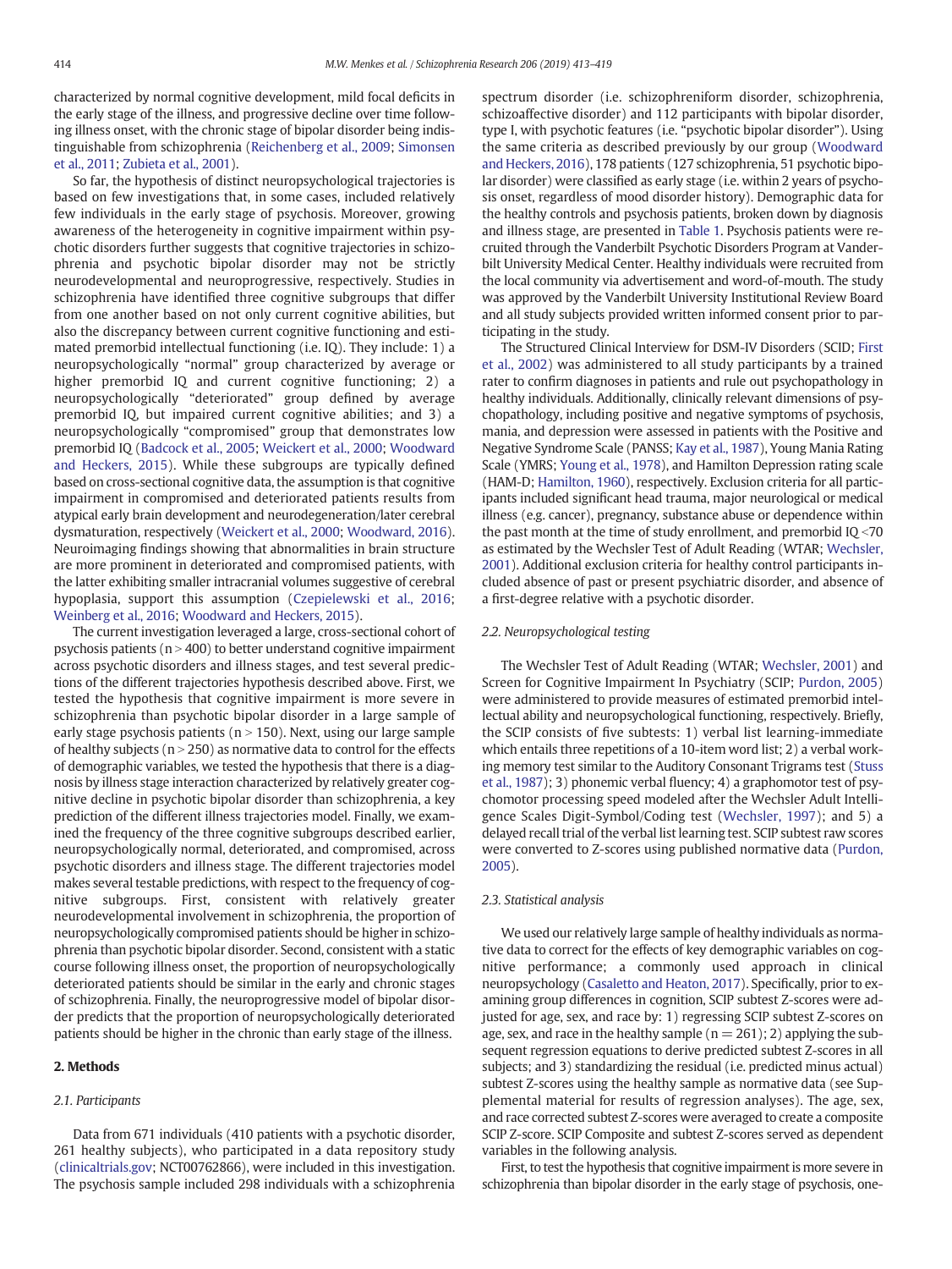characterized by normal cognitive development, mild focal deficits in the early stage of the illness, and progressive decline over time following illness onset, with the chronic stage of bipolar disorder being indistinguishable from schizophrenia (Reichenberg et al., 2009; Simonsen et al., 2011; Zubieta et al., 2001).

So far, the hypothesis of distinct neuropsychological trajectories is based on few investigations that, in some cases, included relatively few individuals in the early stage of psychosis. Moreover, growing awareness of the heterogeneity in cognitive impairment within psychotic disorders further suggests that cognitive trajectories in schizophrenia and psychotic bipolar disorder may not be strictly neurodevelopmental and neuroprogressive, respectively. Studies in schizophrenia have identified three cognitive subgroups that differ from one another based on not only current cognitive abilities, but also the discrepancy between current cognitive functioning and estimated premorbid intellectual functioning (i.e. IQ). They include: 1) a neuropsychologically "normal" group characterized by average or higher premorbid IQ and current cognitive functioning; 2) a neuropsychologically "deteriorated" group defined by average premorbid IQ, but impaired current cognitive abilities; and 3) a neuropsychologically "compromised" group that demonstrates low premorbid IQ (Badcock et al., 2005; Weickert et al., 2000; Woodward and Heckers, 2015). While these subgroups are typically defined based on cross-sectional cognitive data, the assumption is that cognitive impairment in compromised and deteriorated patients results from atypical early brain development and neurodegeneration/later cerebral dysmaturation, respectively (Weickert et al., 2000; Woodward, 2016). Neuroimaging findings showing that abnormalities in brain structure are more prominent in deteriorated and compromised patients, with the latter exhibiting smaller intracranial volumes suggestive of cerebral hypoplasia, support this assumption (Czepielewski et al., 2016; Weinberg et al., 2016; Woodward and Heckers, 2015).

The current investigation leveraged a large, cross-sectional cohort of psychosis patients ($n > 400$) to better understand cognitive impairment across psychotic disorders and illness stages, and test several predictions of the different trajectories hypothesis described above. First, we tested the hypothesis that cognitive impairment is more severe in schizophrenia than psychotic bipolar disorder in a large sample of early stage psychosis patients ($n > 150$). Next, using our large sample of healthy subjects ($n > 250$) as normative data to control for the effects of demographic variables, we tested the hypothesis that there is a diagnosis by illness stage interaction characterized by relatively greater cognitive decline in psychotic bipolar disorder than schizophrenia, a key prediction of the different illness trajectories model. Finally, we examined the frequency of the three cognitive subgroups described earlier, neuropsychologically normal, deteriorated, and compromised, across psychotic disorders and illness stage. The different trajectories model makes several testable predictions, with respect to the frequency of cognitive subgroups. First, consistent with relatively greater neurodevelopmental involvement in schizophrenia, the proportion of neuropsychologically compromised patients should be higher in schizophrenia than psychotic bipolar disorder. Second, consistent with a static course following illness onset, the proportion of neuropsychologically deteriorated patients should be similar in the early and chronic stages of schizophrenia. Finally, the neuroprogressive model of bipolar disorder predicts that the proportion of neuropsychologically deteriorated patients should be higher in the chronic than early stage of the illness.

## 2. Methods

### 2.1. Participants

Data from 671 individuals (410 patients with a psychotic disorder, 261 healthy subjects), who participated in a data repository study (clinicaltrials.gov; NCT00762866), were included in this investigation. The psychosis sample included 298 individuals with a schizophrenia spectrum disorder (i.e. schizophreniform disorder, schizophrenia, schizoaffective disorder) and 112 participants with bipolar disorder, type I, with psychotic features (i.e. "psychotic bipolar disorder"). Using the same criteria as described previously by our group (Woodward and Heckers, 2016), 178 patients (127 schizophrenia, 51 psychotic bipolar disorder) were classified as early stage (i.e. within 2 years of psychosis onset, regardless of mood disorder history). Demographic data for the healthy controls and psychosis patients, broken down by diagnosis and illness stage, are presented in Table 1. Psychosis patients were recruited through the Vanderbilt Psychotic Disorders Program at Vanderbilt University Medical Center. Healthy individuals were recruited from the local community via advertisement and word-of-mouth. The study was approved by the Vanderbilt University Institutional Review Board and all study subjects provided written informed consent prior to participating in the study.

The Structured Clinical Interview for DSM-IV Disorders (SCID; First et al., 2002) was administered to all study participants by a trained rater to confirm diagnoses in patients and rule out psychopathology in healthy individuals. Additionally, clinically relevant dimensions of psychopathology, including positive and negative symptoms of psychosis, mania, and depression were assessed in patients with the Positive and Negative Syndrome Scale (PANSS; Kay et al., 1987), Young Mania Rating Scale (YMRS; Young et al., 1978), and Hamilton Depression rating scale (HAM-D; Hamilton, 1960), respectively. Exclusion criteria for all participants included significant head trauma, major neurological or medical illness (e.g. cancer), pregnancy, substance abuse or dependence within the past month at the time of study enrollment, and premorbid IQ <70 as estimated by the Wechsler Test of Adult Reading (WTAR; Wechsler, 2001). Additional exclusion criteria for healthy control participants included absence of past or present psychiatric disorder, and absence of a first-degree relative with a psychotic disorder.

### 2.2. Neuropsychological testing

The Wechsler Test of Adult Reading (WTAR; Wechsler, 2001) and Screen for Cognitive Impairment In Psychiatry (SCIP; Purdon, 2005) were administered to provide measures of estimated premorbid intellectual ability and neuropsychological functioning, respectively. Briefly, the SCIP consists of five subtests: 1) verbal list learning-immediate which entails three repetitions of a 10-item word list; 2) a verbal working memory test similar to the Auditory Consonant Trigrams test (Stuss et al., 1987); 3) phonemic verbal fluency; 4) a graphomotor test of psychomotor processing speed modeled after the Wechsler Adult Intelligence Scales Digit-Symbol/Coding test (Wechsler, 1997); and 5) a delayed recall trial of the verbal list learning test. SCIP subtest raw scores were converted to Z-scores using published normative data (Purdon, 2005).

### 2.3. Statistical analysis

We used our relatively large sample of healthy individuals as normative data to correct for the effects of key demographic variables on cognitive performance; a commonly used approach in clinical neuropsychology (Casaletto and Heaton, 2017). Specifically, prior to examining group differences in cognition, SCIP subtest Z-scores were adjusted for age, sex, and race by: 1) regressing SCIP subtest Z-scores on age, sex, and race in the healthy sample ($n = 261$); 2) applying the subsequent regression equations to derive predicted subtest Z-scores in all subjects; and 3) standardizing the residual (i.e. predicted minus actual) subtest Z-scores using the healthy sample as normative data (see Supplemental material for results of regression analyses). The age, sex, and race corrected subtest Z-scores were averaged to create a composite SCIP Z-score. SCIP Composite and subtest Z-scores served as dependent variables in the following analysis.

First, to test the hypothesis that cognitive impairment is more severe in schizophrenia than bipolar disorder in the early stage of psychosis, one-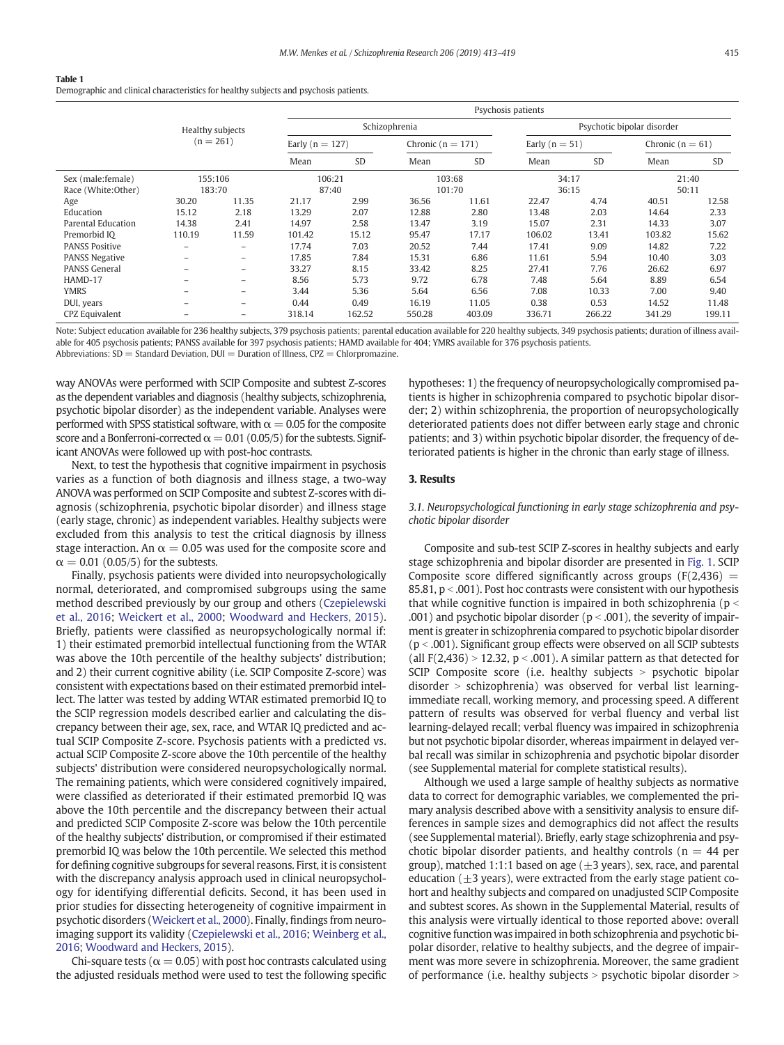**Table 1**
Demographic and clinical characteristics for healthy subjects and psychosis patients.

| | Healthy subjects (n = 261) | | Psychosis patients | | | | | | | |
|---|---|---|---|---|---|---|---|---|---|---|
| | | | Schizophrenia | | | | Psychotic bipolar disorder | | | |
| | | | Early (n = 127) | | Chronic (n = 171) | | Early (n = 51) | | Chronic (n = 61) | |
| | | | Mean | SD | Mean | SD | Mean | SD | Mean | SD |
| Sex (male:female) | 155:106 | | 106:21 | | 103:68 | | 34:17 | | 21:40 | |
| Race (White:Other) | 183:70 | | 87:40 | | 101:70 | | 36:15 | | 50:11 | |
| Age | 30.20 | 11.35 | 21.17 | 2.99 | 36.56 | 11.61 | 22.47 | 4.74 | 40.51 | 12.58 |
| Education | 15.12 | 2.18 | 13.29 | 2.07 | 12.88 | 2.80 | 13.48 | 2.03 | 14.64 | 2.33 |
| Parental Education | 14.38 | 2.41 | 14.97 | 2.58 | 13.47 | 3.19 | 15.07 | 2.31 | 14.33 | 3.07 |
| Premorbid IQ | 110.19 | 11.59 | 101.42 | 15.12 | 95.47 | 17.17 | 106.02 | 13.41 | 103.82 | 15.62 |
| PANSS Positive | – | – | 17.74 | 7.03 | 20.52 | 7.44 | 17.41 | 9.09 | 14.82 | 7.22 |
| PANSS Negative | – | – | 17.85 | 7.84 | 15.31 | 6.86 | 11.61 | 5.94 | 10.40 | 3.03 |
| PANSS General | – | – | 33.27 | 8.15 | 33.42 | 8.25 | 27.41 | 7.76 | 26.62 | 6.97 |
| HAMD-17 | – | – | 8.56 | 5.73 | 9.72 | 6.78 | 7.48 | 5.64 | 8.89 | 6.54 |
| YMRS | – | – | 3.44 | 5.36 | 5.64 | 6.56 | 7.08 | 10.33 | 7.00 | 9.40 |
| DUI, years | – | – | 0.44 | 0.49 | 16.19 | 11.05 | 0.38 | 0.53 | 14.52 | 11.48 |
| CPZ Equivalent | – | – | 318.14 | 162.52 | 550.28 | 403.09 | 336.71 | 266.22 | 341.29 | 199.11 |

Note: Subject education available for 236 healthy subjects, 379 psychosis patients; parental education available for 220 healthy subjects, 349 psychosis patients; duration of illness available for 405 psychosis patients; PANSS available for 397 psychosis patients; HAMD available for 404; YMRS available for 376 psychosis patients.
Abbreviations: SD = Standard Deviation, DUI = Duration of Illness, CPZ = Chlorpromazine.

way ANOVAs were performed with SCIP Composite and subtest Z-scores as the dependent variables and diagnosis (healthy subjects, schizophrenia, psychotic bipolar disorder) as the independent variable. Analyses were performed with SPSS statistical software, with $\alpha = 0.05$ for the composite score and a Bonferroni-corrected $\alpha = 0.01$ (0.05/5) for the subtests. Significant ANOVAs were followed up with post-hoc contrasts.

Next, to test the hypothesis that cognitive impairment in psychosis varies as a function of both diagnosis and illness stage, a two-way ANOVA was performed on SCIP Composite and subtest Z-scores with diagnosis (schizophrenia, psychotic bipolar disorder) and illness stage (early stage, chronic) as independent variables. Healthy subjects were excluded from this analysis to test the critical diagnosis by illness stage interaction. An $\alpha = 0.05$ was used for the composite score and $\alpha = 0.01$ (0.05/5) for the subtests.

Finally, psychosis patients were divided into neuropsychologically normal, deteriorated, and compromised subgroups using the same method described previously by our group and others (Czepielewski et al., 2016; Weickert et al., 2000; Woodward and Heckers, 2015). Briefly, patients were classified as neuropsychologically normal if: 1) their estimated premorbid intellectual functioning from the WTAR was above the 10th percentile of the healthy subjects' distribution; and 2) their current cognitive ability (i.e. SCIP Composite Z-score) was consistent with expectations based on their estimated premorbid intellect. The latter was tested by adding WTAR estimated premorbid IQ to the SCIP regression models described earlier and calculating the discrepancy between their age, sex, race, and WTAR IQ predicted and actual SCIP Composite Z-score. Psychosis patients with a predicted vs. actual SCIP Composite Z-score above the 10th percentile of the healthy subjects' distribution were considered neuropsychologically normal. The remaining patients, which were considered cognitively impaired, were classified as deteriorated if their estimated premorbid IQ was above the 10th percentile and the discrepancy between their actual and predicted SCIP Composite Z-score was below the 10th percentile of the healthy subjects' distribution, or compromised if their estimated premorbid IQ was below the 10th percentile. We selected this method for defining cognitive subgroups for several reasons. First, it is consistent with the discrepancy analysis approach used in clinical neuropsychology for identifying differential deficits. Second, it has been used in prior studies for dissecting heterogeneity of cognitive impairment in psychotic disorders (Weickert et al., 2000). Finally, findings from neuroimaging support its validity (Czepielewski et al., 2016; Weinberg et al., 2016; Woodward and Heckers, 2015).

Chi-square tests ($\alpha = 0.05$) with post hoc contrasts calculated using the adjusted residuals method were used to test the following specific hypotheses: 1) the frequency of neuropsychologically compromised patients is higher in schizophrenia compared to psychotic bipolar disorder; 2) within schizophrenia, the proportion of neuropsychologically deteriorated patients does not differ between early stage and chronic patients; and 3) within psychotic bipolar disorder, the frequency of deteriorated patients is higher in the chronic than early stage of illness.

## 3. Results

### 3.1. Neuropsychological functioning in early stage schizophrenia and psychotic bipolar disorder

Composite and sub-test SCIP Z-scores in healthy subjects and early stage schizophrenia and bipolar disorder are presented in Fig. 1. SCIP Composite score differed significantly across groups ($F(2,436) = 85.81$, $p < .001$). Post hoc contrasts were consistent with our hypothesis that while cognitive function is impaired in both schizophrenia ($p < .001$) and psychotic bipolar disorder ($p < .001$), the severity of impairment is greater in schizophrenia compared to psychotic bipolar disorder ($p < .001$). Significant group effects were observed on all SCIP subtests (all $F(2,436) > 12.32$, $p < .001$). A similar pattern as that detected for SCIP Composite score (i.e. healthy subjects > psychotic bipolar disorder > schizophrenia) was observed for verbal list learning-immediate recall, working memory, and processing speed. A different pattern of results was observed for verbal fluency and verbal list learning-delayed recall; verbal fluency was impaired in schizophrenia but not psychotic bipolar disorder, whereas impairment in delayed verbal recall was similar in schizophrenia and psychotic bipolar disorder (see Supplemental material for complete statistical results).

Although we used a large sample of healthy subjects as normative data to correct for demographic variables, we complemented the primary analysis described above with a sensitivity analysis to ensure differences in sample sizes and demographics did not affect the results (see Supplemental material). Briefly, early stage schizophrenia and psychotic bipolar disorder patients, and healthy controls (n = 44 per group), matched 1:1:1 based on age (±3 years), sex, race, and parental education (±3 years), were extracted from the early stage patient cohort and healthy subjects and compared on unadjusted SCIP Composite and subtest scores. As shown in the Supplemental Material, results of this analysis were virtually identical to those reported above: overall cognitive function was impaired in both schizophrenia and psychotic bipolar disorder, relative to healthy subjects, and the degree of impairment was more severe in schizophrenia. Moreover, the same gradient of performance (i.e. healthy subjects > psychotic bipolar disorder >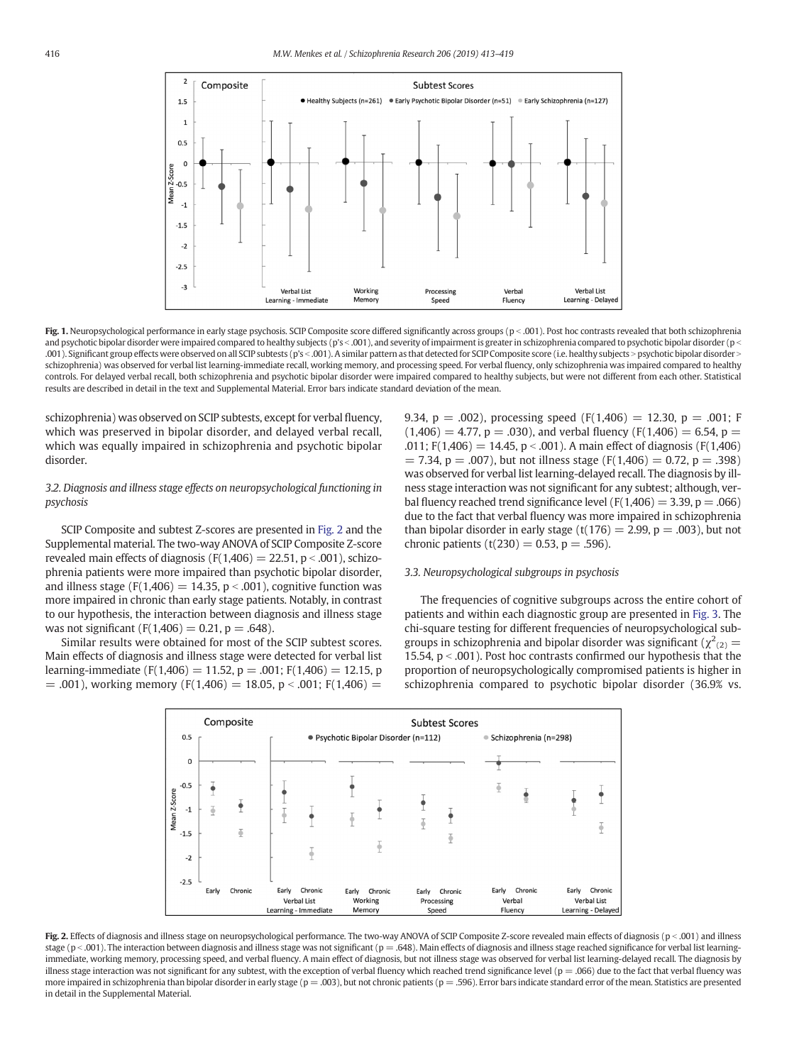**Fig. 1.** Neuropsychological performance in early stage psychosis. SCIP Composite score differed significantly across groups ($p < .001$). Post hoc contrasts revealed that both schizophrenia and psychotic bipolar disorder were impaired compared to healthy subjects (p's < .001), and severity of impairment is greater in schizophrenia compared to psychotic bipolar disorder ($p < .001$). Significant group effects were observed on all SCIP subtests (p's < .001). A similar pattern as that detected for SCIP Composite score (i.e. healthy subjects > psychotic bipolar disorder > schizophrenia) was observed for verbal list learning-immediate recall, working memory, and processing speed. For verbal fluency, only schizophrenia was impaired compared to healthy controls. For delayed verbal recall, both schizophrenia and psychotic bipolar disorder were impaired compared to healthy subjects, but were not different from each other. Statistical results are described in detail in the text and Supplemental Material. Error bars indicate standard deviation of the mean.

schizophrenia) was observed on SCIP subtests, except for verbal fluency, which was preserved in bipolar disorder, and delayed verbal recall, which was equally impaired in schizophrenia and psychotic bipolar disorder.

### 3.2. Diagnosis and illness stage effects on neuropsychological functioning in psychosis

SCIP Composite and subtest Z-scores are presented in Fig. 2 and the Supplemental material. The two-way ANOVA of SCIP Composite Z-score revealed main effects of diagnosis ($F(1,406) = 22.51$, $p < .001$), schizophrenia patients were more impaired than psychotic bipolar disorder, and illness stage ($F(1,406) = 14.35$, $p < .001$), cognitive function was more impaired in chronic than early stage patients. Notably, in contrast to our hypothesis, the interaction between diagnosis and illness stage was not significant ($F(1,406) = 0.21$, $p = .648$).

Similar results were obtained for most of the SCIP subtest scores. Main effects of diagnosis and illness stage were detected for verbal list learning-immediate ($F(1,406) = 11.52$, $p = .001$; $F(1,406) = 12.15$, $p = .001$), working memory ($F(1,406) = 18.05$, $p < .001$; $F(1,406) = 9.34$, $p = .002$), processing speed ($F(1,406) = 12.30$, $p = .001$; $F(1,406) = 4.77$, $p = .030$), and verbal fluency ($F(1,406) = 6.54$, $p = .011$; $F(1,406) = 14.45$, $p < .001$). A main effect of diagnosis ($F(1,406) = 7.34$, $p = .007$), but not illness stage ($F(1,406) = 0.72$, $p = .398$) was observed for verbal list learning-delayed recall. The diagnosis by illness stage interaction was not significant for any subtest; although, verbal fluency reached trend significance level ($F(1,406) = 3.39$, $p = .066$) due to the fact that verbal fluency was more impaired in schizophrenia than bipolar disorder in early stage ($t(176) = 2.99$, $p = .003$), but not chronic patients ($t(230) = 0.53$, $p = .596$).

### 3.3. Neuropsychological subgroups in psychosis

The frequencies of cognitive subgroups across the entire cohort of patients and within each diagnostic group are presented in Fig. 3. The chi-square testing for different frequencies of neuropsychological subgroups in schizophrenia and bipolar disorder was significant ($\chi^2_{(2)} = 15.54$, $p < .001$). Post hoc contrasts confirmed our hypothesis that the proportion of neuropsychologically compromised patients is higher in schizophrenia compared to psychotic bipolar disorder (36.9% vs.

**Fig. 2.** Effects of diagnosis and illness stage on neuropsychological performance. The two-way ANOVA of SCIP Composite Z-score revealed main effects of diagnosis ($p < .001$) and illness stage ($p < .001$). The interaction between diagnosis and illness stage was not significant ($p = .648$). Main effects of diagnosis and illness stage reached significance for verbal list learning-immediate, working memory, processing speed, and verbal fluency. A main effect of diagnosis, but not illness stage was observed for verbal list learning-delayed recall. The diagnosis by illness stage interaction was not significant for any subtest, with the exception of verbal fluency which reached trend significance level ($p = .066$) due to the fact that verbal fluency was more impaired in schizophrenia than bipolar disorder in early stage ($p = .003$), but not chronic patients ($p = .596$). Error bars indicate standard error of the mean. Statistics are presented in detail in the Supplemental Material.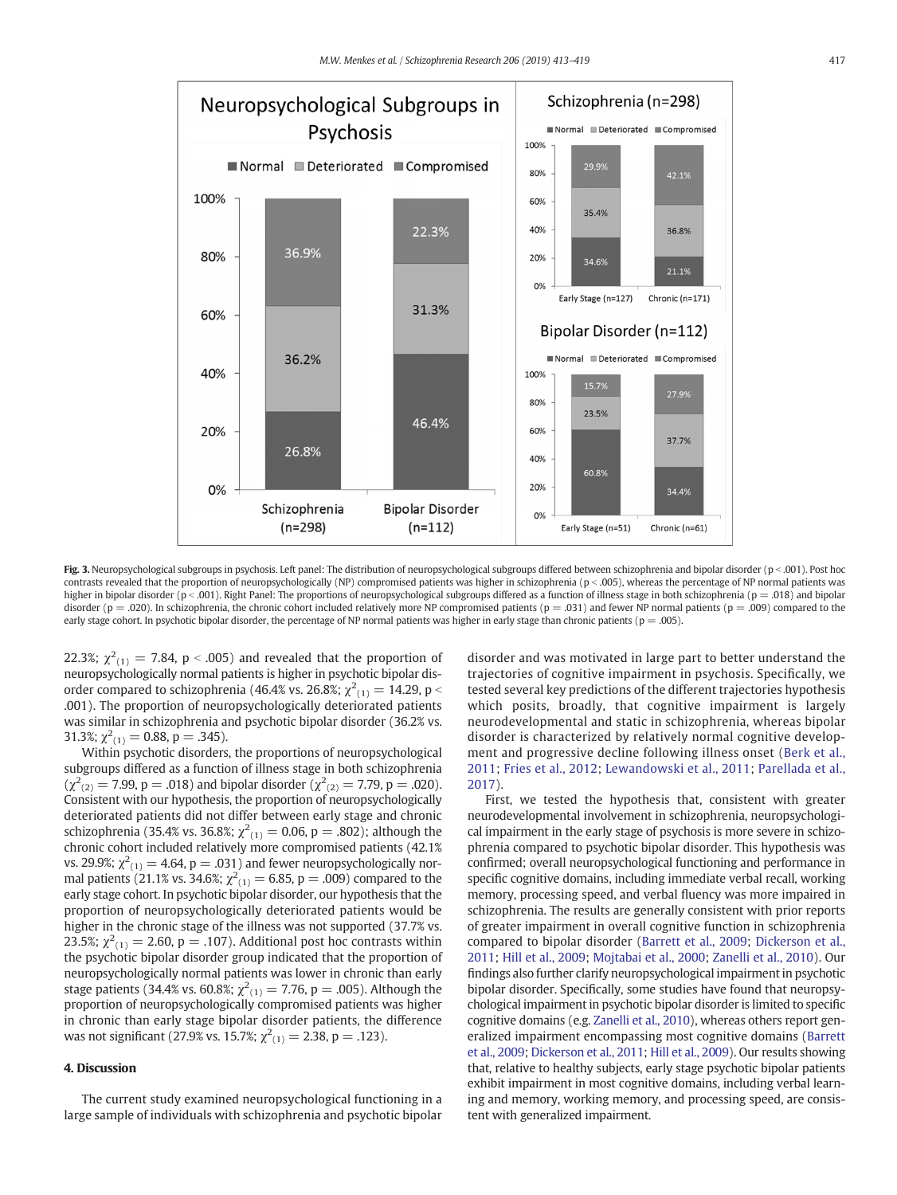**Fig. 3.** Neuropsychological subgroups in psychosis. Left panel: The distribution of neuropsychological subgroups differed between schizophrenia and bipolar disorder (p < .001). Post hoc contrasts revealed that the proportion of neuropsychologically (NP) compromised patients was higher in schizophrenia (p < .005), whereas the percentage of NP normal patients was higher in bipolar disorder (p < .001). Right Panel: The proportions of neuropsychological subgroups differed as a function of illness stage in both schizophrenia (p = .018) and bipolar disorder (p = .020). In schizophrenia, the chronic cohort included relatively more NP compromised patients (p = .031) and fewer NP normal patients (p = .009) compared to the early stage cohort. In psychotic bipolar disorder, the percentage of NP normal patients was higher in early stage than chronic patients (p = .005).

22.3%; $\chi^2_{(1)} = 7.84$, $p < .005$) and revealed that the proportion of neuropsychologically normal patients is higher in psychotic bipolar disorder compared to schizophrenia (46.4% vs. 26.8%; $\chi^2_{(1)} = 14.29$, $p < .001$). The proportion of neuropsychologically deteriorated patients was similar in schizophrenia and psychotic bipolar disorder (36.2% vs. 31.3%; $\chi^2_{(1)} = 0.88$, $p = .345$).

Within psychotic disorders, the proportions of neuropsychological subgroups differed as a function of illness stage in both schizophrenia ($\chi^2_{(2)} = 7.99$, $p = .018$) and bipolar disorder ($\chi^2_{(2)} = 7.79$, $p = .020$). Consistent with our hypothesis, the proportion of neuropsychologically deteriorated patients did not differ between early stage and chronic schizophrenia (35.4% vs. 36.8%; $\chi^2_{(1)} = 0.06$, $p = .802$); although the chronic cohort included relatively more compromised patients (42.1% vs. 29.9%; $\chi^2_{(1)} = 4.64$, $p = .031$) and fewer neuropsychologically normal patients (21.1% vs. 34.6%; $\chi^2_{(1)} = 6.85$, $p = .009$) compared to the early stage cohort. In psychotic bipolar disorder, our hypothesis that the proportion of neuropsychologically deteriorated patients would be higher in the chronic stage of the illness was not supported (37.7% vs. 23.5%; $\chi^2_{(1)} = 2.60$, $p = .107$). Additional post hoc contrasts within the psychotic bipolar disorder group indicated that the proportion of neuropsychologically normal patients was lower in chronic than early stage patients (34.4% vs. 60.8%; $\chi^2_{(1)} = 7.76$, $p = .005$). Although the proportion of neuropsychologically compromised patients was higher in chronic than early stage bipolar disorder patients, the difference was not significant (27.9% vs. 15.7%; $\chi^2_{(1)} = 2.38$, $p = .123$).

## 4. Discussion

The current study examined neuropsychological functioning in a large sample of individuals with schizophrenia and psychotic bipolar disorder and was motivated in large part to better understand the trajectories of cognitive impairment in psychosis. Specifically, we tested several key predictions of the different trajectories hypothesis which posits, broadly, that cognitive impairment is largely neurodevelopmental and static in schizophrenia, whereas bipolar disorder is characterized by relatively normal cognitive development and progressive decline following illness onset (Berk et al., 2011; Fries et al., 2012; Lewandowski et al., 2011; Parellada et al., 2017).

First, we tested the hypothesis that, consistent with greater neurodevelopmental involvement in schizophrenia, neuropsychological impairment in the early stage of psychosis is more severe in schizophrenia compared to psychotic bipolar disorder. This hypothesis was confirmed; overall neuropsychological functioning and performance in specific cognitive domains, including immediate verbal recall, working memory, processing speed, and verbal fluency was more impaired in schizophrenia. The results are generally consistent with prior reports of greater impairment in overall cognitive function in schizophrenia compared to bipolar disorder (Barrett et al., 2009; Dickerson et al., 2011; Hill et al., 2009; Mojtabai et al., 2000; Zanelli et al., 2010). Our findings also further clarify neuropsychological impairment in psychotic bipolar disorder. Specifically, some studies have found that neuropsychological impairment in psychotic bipolar disorder is limited to specific cognitive domains (e.g. Zanelli et al., 2010), whereas others report generalized impairment encompassing most cognitive domains (Barrett et al., 2009; Dickerson et al., 2011; Hill et al., 2009). Our results showing that, relative to healthy subjects, early stage psychotic bipolar patients exhibit impairment in most cognitive domains, including verbal learning and memory, working memory, and processing speed, are consistent with generalized impairment.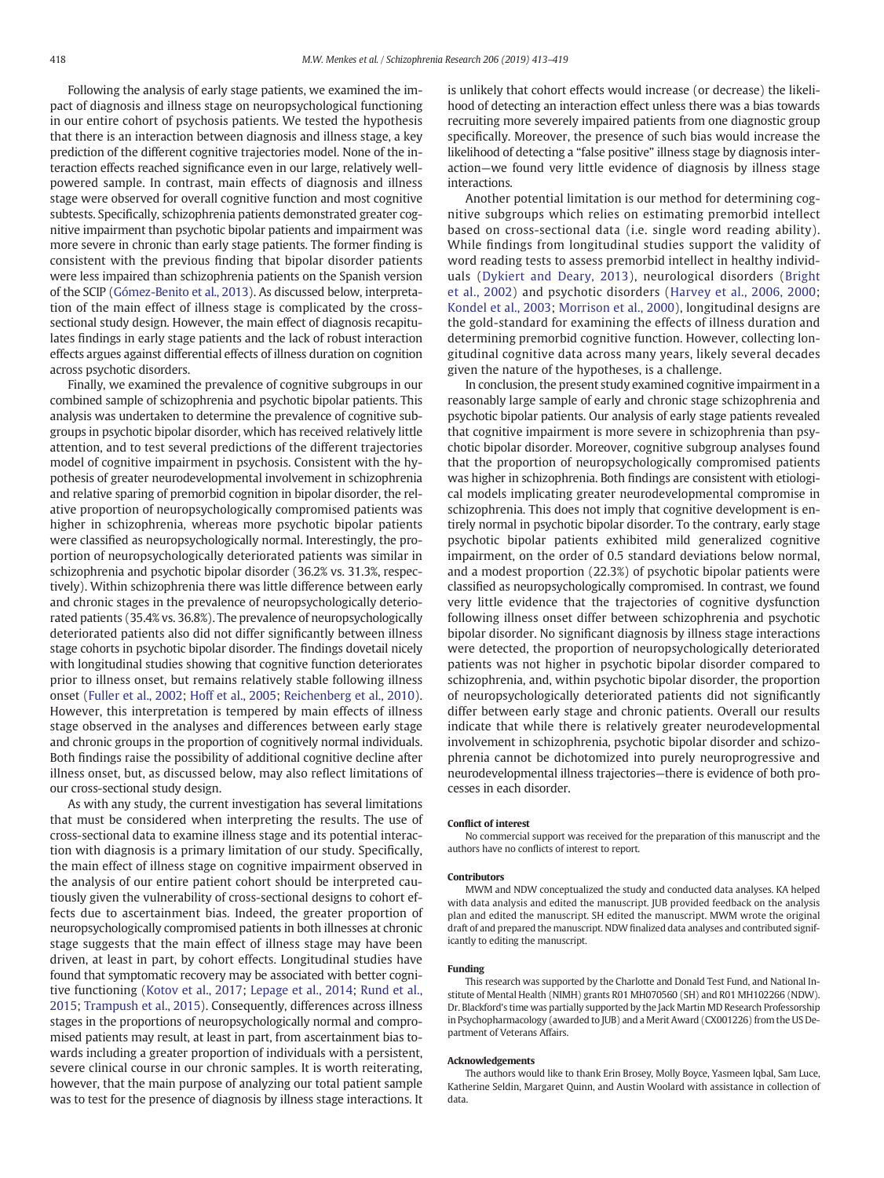Following the analysis of early stage patients, we examined the impact of diagnosis and illness stage on neuropsychological functioning in our entire cohort of psychosis patients. We tested the hypothesis that there is an interaction between diagnosis and illness stage, a key prediction of the different cognitive trajectories model. None of the interaction effects reached significance even in our large, relatively well-powered sample. In contrast, main effects of diagnosis and illness stage were observed for overall cognitive function and most cognitive subtests. Specifically, schizophrenia patients demonstrated greater cognitive impairment than psychotic bipolar patients and impairment was more severe in chronic than early stage patients. The former finding is consistent with the previous finding that bipolar disorder patients were less impaired than schizophrenia patients on the Spanish version of the SCIP (Gómez-Benito et al., 2013). As discussed below, interpretation of the main effect of illness stage is complicated by the cross-sectional study design. However, the main effect of diagnosis recapitulates findings in early stage patients and the lack of robust interaction effects argues against differential effects of illness duration on cognition across psychotic disorders.

Finally, we examined the prevalence of cognitive subgroups in our combined sample of schizophrenia and psychotic bipolar patients. This analysis was undertaken to determine the prevalence of cognitive subgroups in psychotic bipolar disorder, which has received relatively little attention, and to test several predictions of the different trajectories model of cognitive impairment in psychosis. Consistent with the hypothesis of greater neurodevelopmental involvement in schizophrenia and relative sparing of premorbid cognition in bipolar disorder, the relative proportion of neuropsychologically compromised patients was higher in schizophrenia, whereas more psychotic bipolar patients were classified as neuropsychologically normal. Interestingly, the proportion of neuropsychologically deteriorated patients was similar in schizophrenia and psychotic bipolar disorder (36.2% vs. 31.3%, respectively). Within schizophrenia there was little difference between early and chronic stages in the prevalence of neuropsychologically deteriorated patients (35.4% vs. 36.8%). The prevalence of neuropsychologically deteriorated patients also did not differ significantly between illness stage cohorts in psychotic bipolar disorder. The findings dovetail nicely with longitudinal studies showing that cognitive function deteriorates prior to illness onset, but remains relatively stable following illness onset (Fuller et al., 2002; Hoff et al., 2005; Reichenberg et al., 2010). However, this interpretation is tempered by main effects of illness stage observed in the analyses and differences between early stage and chronic groups in the proportion of cognitively normal individuals. Both findings raise the possibility of additional cognitive decline after illness onset, but, as discussed below, may also reflect limitations of our cross-sectional study design.

As with any study, the current investigation has several limitations that must be considered when interpreting the results. The use of cross-sectional data to examine illness stage and its potential interaction with diagnosis is a primary limitation of our study. Specifically, the main effect of illness stage on cognitive impairment observed in the analysis of our entire patient cohort should be interpreted cautiously given the vulnerability of cross-sectional designs to cohort effects due to ascertainment bias. Indeed, the greater proportion of neuropsychologically compromised patients in both illnesses at chronic stage suggests that the main effect of illness stage may have been driven, at least in part, by cohort effects. Longitudinal studies have found that symptomatic recovery may be associated with better cognitive functioning (Kotov et al., 2017; Lepage et al., 2014; Rund et al., 2015; Trampush et al., 2015). Consequently, differences across illness stages in the proportions of neuropsychologically normal and compromised patients may result, at least in part, from ascertainment bias towards including a greater proportion of individuals with a persistent, severe clinical course in our chronic samples. It is worth reiterating, however, that the main purpose of analyzing our total patient sample was to test for the presence of diagnosis by illness stage interactions. It is unlikely that cohort effects would increase (or decrease) the likelihood of detecting an interaction effect unless there was a bias towards recruiting more severely impaired patients from one diagnostic group specifically. Moreover, the presence of such bias would increase the likelihood of detecting a "false positive" illness stage by diagnosis interaction—we found very little evidence of diagnosis by illness stage interactions.

Another potential limitation is our method for determining cognitive subgroups which relies on estimating premorbid intellect based on cross-sectional data (i.e. single word reading ability). While findings from longitudinal studies support the validity of word reading tests to assess premorbid intellect in healthy individuals (Dykiert and Deary, 2013), neurological disorders (Bright et al., 2002) and psychotic disorders (Harvey et al., 2006, 2000; Kondel et al., 2003; Morrison et al., 2000), longitudinal designs are the gold-standard for examining the effects of illness duration and determining premorbid cognitive function. However, collecting longitudinal cognitive data across many years, likely several decades given the nature of the hypotheses, is a challenge.

In conclusion, the present study examined cognitive impairment in a reasonably large sample of early and chronic stage schizophrenia and psychotic bipolar patients. Our analysis of early stage patients revealed that cognitive impairment is more severe in schizophrenia than psychotic bipolar disorder. Moreover, cognitive subgroup analyses found that the proportion of neuropsychologically compromised patients was higher in schizophrenia. Both findings are consistent with etiological models implicating greater neurodevelopmental compromise in schizophrenia. This does not imply that cognitive development is entirely normal in psychotic bipolar disorder. To the contrary, early stage psychotic bipolar patients exhibited mild generalized cognitive impairment, on the order of 0.5 standard deviations below normal, and a modest proportion (22.3%) of psychotic bipolar patients were classified as neuropsychologically compromised. In contrast, we found very little evidence that the trajectories of cognitive dysfunction following illness onset differ between schizophrenia and psychotic bipolar disorder. No significant diagnosis by illness stage interactions were detected, the proportion of neuropsychologically deteriorated patients was not higher in psychotic bipolar disorder compared to schizophrenia, and, within psychotic bipolar disorder, the proportion of neuropsychologically deteriorated patients did not significantly differ between early stage and chronic patients. Overall our results indicate that while there is relatively greater neurodevelopmental involvement in schizophrenia, psychotic bipolar disorder and schizophrenia cannot be dichotomized into purely neuroprogressive and neurodevelopmental illness trajectories—there is evidence of both processes in each disorder.

#### Conflict of interest

No commercial support was received for the preparation of this manuscript and the authors have no conflicts of interest to report.

#### Contributors

MWM and NDW conceptualized the study and conducted data analyses. KA helped with data analysis and edited the manuscript. JUB provided feedback on the analysis plan and edited the manuscript. SH edited the manuscript. MWM wrote the original draft of and prepared the manuscript. NDW finalized data analyses and contributed significantly to editing the manuscript.

#### Funding

This research was supported by the Charlotte and Donald Test Fund, and National Institute of Mental Health (NIMH) grants R01 MH070560 (SH) and R01 MH102266 (NDW). Dr. Blackford's time was partially supported by the Jack Martin MD Research Professorship in Psychopharmacology (awarded to JUB) and a Merit Award (CX001226) from the US Department of Veterans Affairs.

#### Acknowledgements

The authors would like to thank Erin Brosey, Molly Boyce, Yasmeen Iqbal, Sam Luce, Katherine Seldin, Margaret Quinn, and Austin Woolard with assistance in collection of data.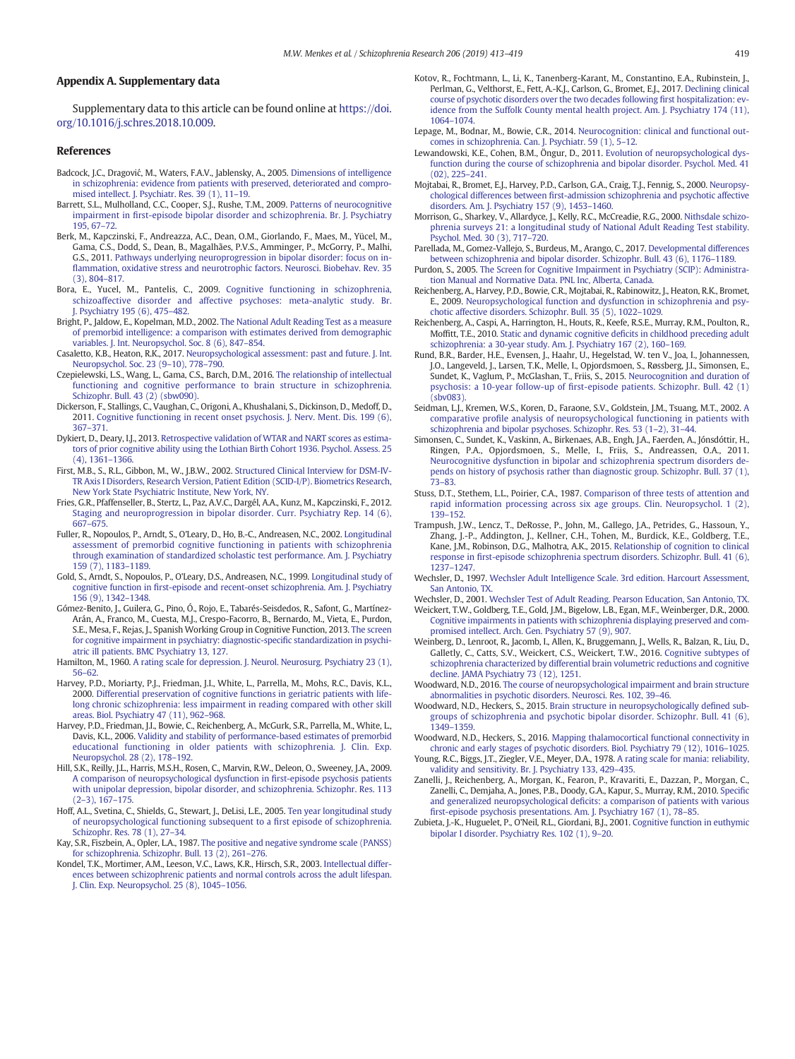## Appendix A. Supplementary data

Supplementary data to this article can be found online at https://doi.org/10.1016/j.schres.2018.10.009.

## References

Badcock, J.C., Dragović, M., Waters, F.A.V., Jablensky, A., 2005. Dimensions of intelligence in schizophrenia: evidence from patients with preserved, deteriorated and compromised intellect. J. Psychiatr. Res. 39 (1), 11–19.

Barrett, S.L., Mulholland, C.C., Cooper, S.J., Rushe, T.M., 2009. Patterns of neurocognitive impairment in first-episode bipolar disorder and schizophrenia. Br. J. Psychiatry 195, 67–72.

Berk, M., Kapczinski, F., Andreazza, A.C., Dean, O.M., Giorlando, F., Maes, M., Yücel, M., Gama, C.S., Dodd, S., Dean, B., Magalhães, P.V.S., Amminger, P., McGorry, P., Malhi, G.S., 2011. Pathways underlying neuroprogression in bipolar disorder: focus on inflammation, oxidative stress and neurotrophic factors. Neurosci. Biobehav. Rev. 35 (3), 804–817.

Bora, E., Yucel, M., Pantelis, C., 2009. Cognitive functioning in schizophrenia, schizoaffective disorder and affective psychoses: meta-analytic study. Br. J. Psychiatry 195 (6), 475–482.

Bright, P., Jaldow, E., Kopelman, M.D., 2002. The National Adult Reading Test as a measure of premorbid intelligence: a comparison with estimates derived from demographic variables. J. Int. Neuropsychol. Soc. 8 (6), 847–854.

Casaletto, K.B., Heaton, R.K., 2017. Neuropsychological assessment: past and future. J. Int. Neuropsychol. Soc. 23 (9–10), 778–790.

Czepielewski, L.S., Wang, L., Gama, C.S., Barch, D.M., 2016. The relationship of intellectual functioning and cognitive performance to brain structure in schizophrenia. Schizophr. Bull. 43 (2) (sbw090).

Dickerson, F., Stallings, C., Vaughan, C., Origoni, A., Khushalani, S., Dickinson, D., Medoff, D., 2011. Cognitive functioning in recent onset psychosis. J. Nerv. Ment. Dis. 199 (6), 367–371.

Dykiert, D., Deary, I.J., 2013. Retrospective validation of WTAR and NART scores as estimators of prior cognitive ability using the Lothian Birth Cohort 1936. Psychol. Assess. 25 (4), 1361–1366.

First, M.B., S., R.L., Gibbon, M., W., J.B.W., 2002. Structured Clinical Interview for DSM-IV-TR Axis I Disorders, Research Version, Patient Edition (SCID-I/P). Biometrics Research, New York State Psychiatric Institute, New York, NY.

Fries, G.R., Pfaffenseller, B., Stertz, L., Paz, A.V.C., Dargél, A.A., Kunz, M., Kapczinski, F., 2012. Staging and neuroprogression in bipolar disorder. Curr. Psychiatry Rep. 14 (6), 667–675.

Fuller, R., Nopoulos, P., Arndt, S., O'Leary, D., Ho, B.-C., Andreasen, N.C., 2002. Longitudinal assessment of premorbid cognitive functioning in patients with schizophrenia through examination of standardized scholastic test performance. Am. J. Psychiatry 159 (7), 1183–1189.

Gold, S., Arndt, S., Nopoulos, P., O'Leary, D.S., Andreasen, N.C., 1999. Longitudinal study of cognitive function in first-episode and recent-onset schizophrenia. Am. J. Psychiatry 156 (9), 1342–1348.

Gómez-Benito, J., Guilera, G., Pino, Ó., Rojo, E., Tabarés-Seisdedos, R., Safont, G., Martínez-Arán, A., Franco, M., Cuesta, M.J., Crespo-Facorro, B., Bernardo, M., Vieta, E., Purdon, S.E., Mesa, F., Rejas, J., Spanish Working Group in Cognitive Function, 2013. The screen for cognitive impairment in psychiatry: diagnostic-specific standardization in psychiatric ill patients. BMC Psychiatry 13, 127.

Hamilton, M., 1960. A rating scale for depression. J. Neurol. Neurosurg. Psychiatry 23 (1), 56–62.

Harvey, P.D., Moriarty, P.J., Friedman, J.I., White, L., Parrella, M., Mohs, R.C., Davis, K.L., 2000. Differential preservation of cognitive functions in geriatric patients with lifelong chronic schizophrenia: less impairment in reading compared with other skill areas. Biol. Psychiatry 47 (11), 962–968.

Harvey, P.D., Friedman, J.I., Bowie, C., Reichenberg, A., McGurk, S.R., Parrella, M., White, L., Davis, K.L., 2006. Validity and stability of performance-based estimates of premorbid educational functioning in older patients with schizophrenia. J. Clin. Exp. Neuropsychol. 28 (2), 178–192.

Hill, S.K., Reilly, J.L., Harris, M.S.H., Rosen, C., Marvin, R.W., Deleon, O., Sweeney, J.A., 2009. A comparison of neuropsychological dysfunction in first-episode psychosis patients with unipolar depression, bipolar disorder, and schizophrenia. Schizophr. Res. 113 (2–3), 167–175.

Hoff, A.L., Svetina, C., Shields, G., Stewart, J., DeLisi, L.E., 2005. Ten year longitudinal study of neuropsychological functioning subsequent to a first episode of schizophrenia. Schizophr. Res. 78 (1), 27–34.

Kay, S.R., Fiszbein, A., Opler, L.A., 1987. The positive and negative syndrome scale (PANSS) for schizophrenia. Schizophr. Bull. 13 (2), 261–276.

Kondel, T.K., Mortimer, A.M., Leeson, V.C., Laws, K.R., Hirsch, S.R., 2003. Intellectual differences between schizophrenic patients and normal controls across the adult lifespan. J. Clin. Exp. Neuropsychol. 25 (8), 1045–1056.

Kotov, R., Fochtmann, L., Li, K., Tanenberg-Karant, M., Constantino, E.A., Rubinstein, J., Perlman, G., Velthorst, E., Fett, A.-K.J., Carlson, G., Bromet, E.J., 2017. Declining clinical course of psychotic disorders over the two decades following first hospitalization: evidence from the Suffolk County mental health project. Am. J. Psychiatry 174 (11), 1064–1074.

Lepage, M., Bodnar, M., Bowie, C.R., 2014. Neurocognition: clinical and functional outcomes in schizophrenia. Can. J. Psychiatr. 59 (1), 5–12.

Lewandowski, K.E., Cohen, B.M., Öngur, D., 2011. Evolution of neuropsychological dysfunction during the course of schizophrenia and bipolar disorder. Psychol. Med. 41 (02), 225–241.

Mojtabai, R., Bromet, E.J., Harvey, P.D., Carlson, G.A., Craig, T.J., Fennig, S., 2000. Neuropsychological differences between first-admission schizophrenia and psychotic affective disorders. Am. J. Psychiatry 157 (9), 1453–1460.

Morrison, G., Sharkey, V., Allardyce, J., Kelly, R.C., McCreadie, R.G., 2000. Nithsdale schizophrenia surveys 21: a longitudinal study of National Adult Reading Test stability. Psychol. Med. 30 (3), 717–720.

Parellada, M., Gomez-Vallejo, S., Burdeus, M., Arango, C., 2017. Developmental differences between schizophrenia and bipolar disorder. Schizophr. Bull. 43 (6), 1176–1189.

Purdon, S., 2005. The Screen for Cognitive Impairment in Psychiatry (SCIP): Administration Manual and Normative Data. PNL Inc, Alberta, Canada.

Reichenberg, A., Harvey, P.D., Bowie, C.R., Mojtabai, R., Rabinowitz, J., Heaton, R.K., Bromet, E., 2009. Neuropsychological function and dysfunction in schizophrenia and psychotic affective disorders. Schizophr. Bull. 35 (5), 1022–1029.

Reichenberg, A., Caspi, A., Harrington, H., Houts, R., Keefe, R.S.E., Murray, R.M., Poulton, R., Moffitt, T.E., 2010. Static and dynamic cognitive deficits in childhood preceding adult schizophrenia: a 30-year study. Am. J. Psychiatry 167 (2), 160–169.

Rund, B.R., Barder, H.E., Evensen, J., Haahr, U., Hegelstad, W. ten V., Joa, I., Johannessen, J.O., Langeveld, J., Larsen, T.K., Melle, I., Opjordsmoen, S., Røssberg, J.I., Simonsen, E., Sundet, K., Vaglum, P., McGlashan, T., Friis, S., 2015. Neurocognition and duration of psychosis: a 10-year follow-up of first-episode patients. Schizophr. Bull. 42 (1) (sbv083).

Seidman, L.J., Kremen, W.S., Koren, D., Faraone, S.V., Goldstein, J.M., Tsuang, M.T., 2002. A comparative profile analysis of neuropsychological functioning in patients with schizophrenia and bipolar psychoses. Schizophr. Res. 53 (1–2), 31–44.

Simonsen, C., Sundet, K., Vaskinn, A., Birkenaes, A.B., Engh, J.A., Faerden, A., Jónsdóttir, H., Ringen, P.A., Opjordsmoen, S., Melle, I., Friis, S., Andreassen, O.A., 2011. Neurocognitive dysfunction in bipolar and schizophrenia spectrum disorders depends on history of psychosis rather than diagnostic group. Schizophr. Bull. 37 (1), 73–83.

Stuss, D.T., Stethem, L.L., Poirier, C.A., 1987. Comparison of three tests of attention and rapid information processing across six age groups. Clin. Neuropsychol. 1 (2), 139–152.

Trampush, J.W., Lencz, T., DeRosse, P., John, M., Gallego, J.A., Petrides, G., Hassoun, Y., Zhang, J.-P., Addington, J., Kellner, C.H., Tohen, M., Burdick, K.E., Goldberg, T.E., Kane, J.M., Robinson, D.G., Malhotra, A.K., 2015. Relationship of cognition to clinical response in first-episode schizophrenia spectrum disorders. Schizophr. Bull. 41 (6), 1237–1247.

Wechsler, D., 1997. Wechsler Adult Intelligence Scale. 3rd edition. Harcourt Assessment, San Antonio, TX.

Wechsler, D., 2001. Wechsler Test of Adult Reading. Pearson Education, San Antonio, TX.

Weickert, T.W., Goldberg, T.E., Gold, J.M., Bigelow, L.B., Egan, M.F., Weinberger, D.R., 2000. Cognitive impairments in patients with schizophrenia displaying preserved and compromised intellect. Arch. Gen. Psychiatry 57 (9), 907.

Weinberg, D., Lenroot, R., Jacomb, I., Allen, K., Bruggemann, J., Wells, R., Balzan, R., Liu, D., Galletly, C., Catts, S.V., Weickert, C.S., Weickert, T.W., 2016. Cognitive subtypes of schizophrenia characterized by differential brain volumetric reductions and cognitive decline. JAMA Psychiatry 73 (12), 1251.

Woodward, N.D., 2016. The course of neuropsychological impairment and brain structure abnormalities in psychotic disorders. Neurosci. Res. 102, 39–46.

Woodward, N.D., Heckers, S., 2015. Brain structure in neuropsychologically defined subgroups of schizophrenia and psychotic bipolar disorder. Schizophr. Bull. 41 (6), 1349–1359.

Woodward, N.D., Heckers, S., 2016. Mapping thalamocortical functional connectivity in chronic and early stages of psychotic disorders. Biol. Psychiatry 79 (12), 1016–1025.

Young, R.C., Biggs, J.T., Ziegler, V.E., Meyer, D.A., 1978. A rating scale for mania: reliability, validity and sensitivity. Br. J. Psychiatry 133, 429–435.

Zanelli, J., Reichenberg, A., Morgan, K., Fearon, P., Kravariti, E., Dazzan, P., Morgan, C., Zanelli, C., Demjaha, A., Jones, P.B., Doody, G.A., Kapur, S., Murray, R.M., 2010. Specific and generalized neuropsychological deficits: a comparison of patients with various first-episode psychosis presentations. Am. J. Psychiatry 167 (1), 78–85.

Zubieta, J.-K., Huguelet, P., O'Neil, R.L., Giordani, B.J., 2001. Cognitive function in euthymic bipolar I disorder. Psychiatry Res. 102 (1), 9–20.